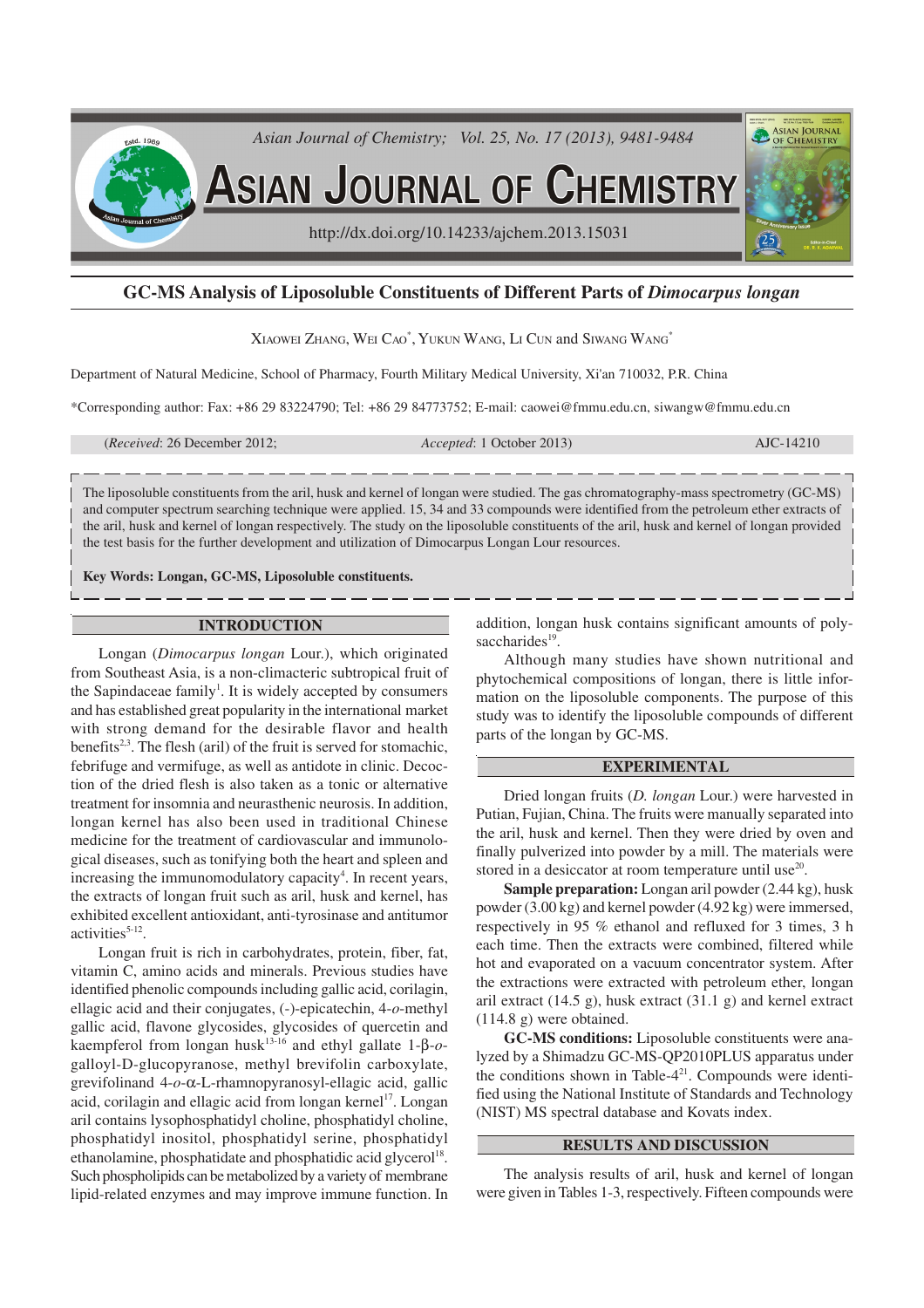# GC-MS Analysis of Liposoluble Constituents of Different Parts of *Dimocarpus longan*

XIAOWEI ZHANG, WEI CAO*, YUKUN WANG, LI CUN and SIWANG WANG*

Department of Natural Medicine, School of Pharmacy, Fourth Military Medical University, Xi'an 710032, P.R. China

*Corresponding author: Fax: +86 29 83224790; Tel: +86 29 84773752; E-mail: caowei@fmmu.edu.cn, siwangw@fmmu.edu.cn

(*Received*: 26 December 2012; *Accepted*: 1 October 2013) AJC-14210

The liposoluble constituents from the aril, husk and kernel of longan were studied. The gas chromatography-mass spectrometry (GC-MS) and computer spectrum searching technique were applied. 15, 34 and 33 compounds were identified from the petroleum ether extracts of the aril, husk and kernel of longan respectively. The study on the liposoluble constituents of the aril, husk and kernel of longan provided the test basis for the further development and utilization of Dimocarpus Longan Lour resources.

**Key Words: Longan, GC-MS, Liposoluble constituents.**

## INTRODUCTION

Longan (*Dimocarpus longan* Lour.), which originated from Southeast Asia, is a non-climacteric subtropical fruit of the Sapindaceae family[1]. It is widely accepted by consumers and has established great popularity in the international market with strong demand for the desirable flavor and health benefits[2,3]. The flesh (aril) of the fruit is served for stomachic, febrifuge and vermifuge, as well as antidote in clinic. Decoction of the dried flesh is also taken as a tonic or alternative treatment for insomnia and neurasthenic neurosis. In addition, longan kernel has also been used in traditional Chinese medicine for the treatment of cardiovascular and immunological diseases, such as tonifying both the heart and spleen and increasing the immunomodulatory capacity[4]. In recent years, the extracts of longan fruit such as aril, husk and kernel, has exhibited excellent antioxidant, anti-tyrosinase and antitumor activities[5-12].

Longan fruit is rich in carbohydrates, protein, fiber, fat, vitamin C, amino acids and minerals. Previous studies have identified phenolic compounds including gallic acid, corilagin, ellagic acid and their conjugates, (-)-epicatechin, 4-*o*-methyl gallic acid, flavone glycosides, glycosides of quercetin and kaempferol from longan husk[13-16] and ethyl gallate 1-β-*o*-galloyl-D-glucopyranose, methyl brevifolin carboxylate, grevifolinand 4-*o*-α-L-rhamnopyranosyl-ellagic acid, gallic acid, corilagin and ellagic acid from longan kernel[17]. Longan aril contains lysophosphatidyl choline, phosphatidyl choline, phosphatidyl inositol, phosphatidyl serine, phosphatidyl ethanolamine, phosphatidate and phosphatidic acid glycerol[18]. Such phospholipids can be metabolized by a variety of membrane lipid-related enzymes and may improve immune function. In addition, longan husk contains significant amounts of polysaccharides[19].

Although many studies have shown nutritional and phytochemical compositions of longan, there is little information on the liposoluble components. The purpose of this study was to identify the liposoluble compounds of different parts of the longan by GC-MS.

## EXPERIMENTAL

Dried longan fruits (*D. longan* Lour.) were harvested in Putian, Fujian, China. The fruits were manually separated into the aril, husk and kernel. Then they were dried by oven and finally pulverized into powder by a mill. The materials were stored in a desiccator at room temperature until use[20].

**Sample preparation:** Longan aril powder (2.44 kg), husk powder (3.00 kg) and kernel powder (4.92 kg) were immersed, respectively in 95 % ethanol and refluxed for 3 times, 3 h each time. Then the extracts were combined, filtered while hot and evaporated on a vacuum concentrator system. After the extractions were extracted with petroleum ether, longan aril extract (14.5 g), husk extract (31.1 g) and kernel extract (114.8 g) were obtained.

**GC-MS conditions:** Liposoluble constituents were analyzed by a Shimadzu GC-MS-QP2010PLUS apparatus under the conditions shown in Table-4[21]. Compounds were identified using the National Institute of Standards and Technology (NIST) MS spectral database and Kovats index.

## RESULTS AND DISCUSSION

The analysis results of aril, husk and kernel of longan were given in Tables 1-3, respectively. Fifteen compounds were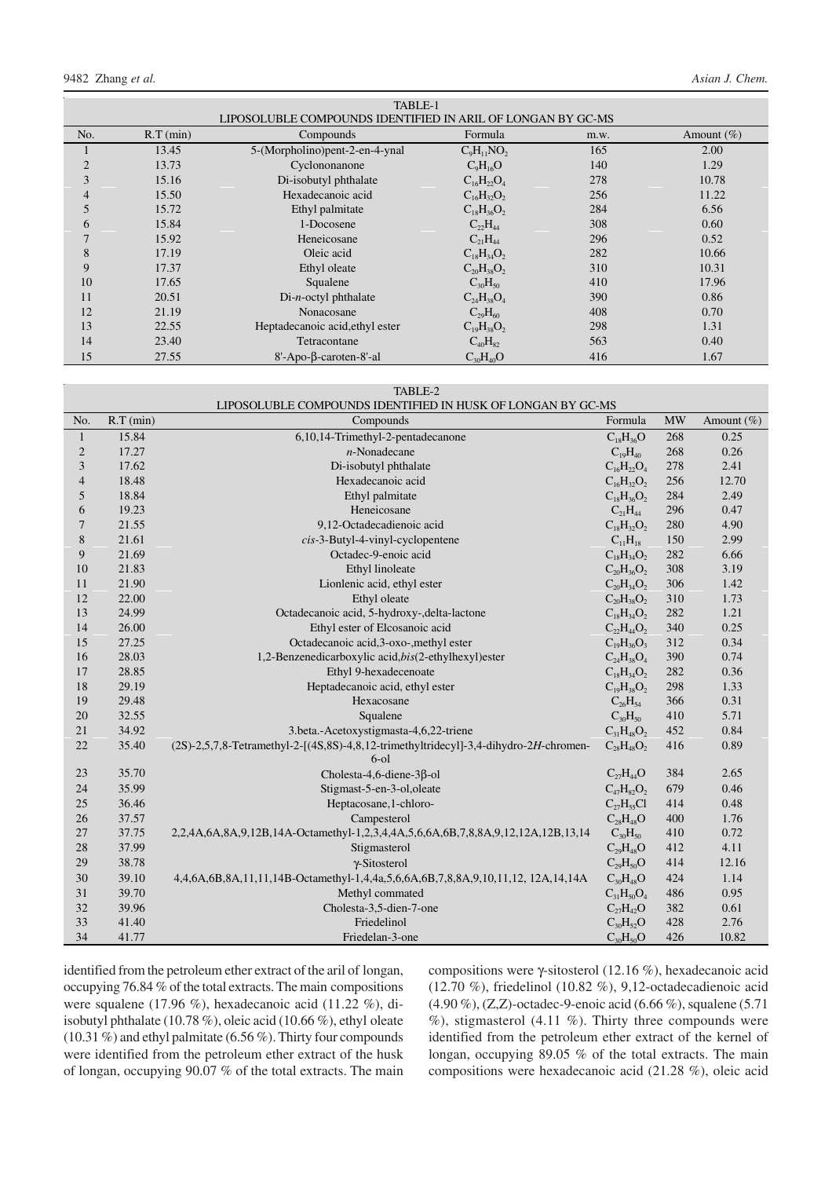TABLE-1
LIPOSOLUBLE COMPOUNDS IDENTIFIED IN ARIL OF LONGAN BY GC-MS

| No. | R.T (min) | Compounds | Formula | m.w. | Amount (%) |
|---|---|---|---|---|---|
| 1 | 13.45 | 5-(Morpholino)pent-2-en-4-ynal | $C_9H_{11}NO_2$ | 165 | 2.00 |
| 2 | 13.73 | Cyclononanone | $C_9H_{16}O$ | 140 | 1.29 |
| 3 | 15.16 | Di-isobutyl phthalate | $C_{16}H_{22}O_4$ | 278 | 10.78 |
| 4 | 15.50 | Hexadecanoic acid | $C_{16}H_{32}O_2$ | 256 | 11.22 |
| 5 | 15.72 | Ethyl palmitate | $C_{18}H_{36}O_2$ | 284 | 6.56 |
| 6 | 15.84 | 1-Docosene | $C_{22}H_{44}$ | 308 | 0.60 |
| 7 | 15.92 | Heneicosane | $C_{21}H_{44}$ | 296 | 0.52 |
| 8 | 17.19 | Oleic acid | $C_{18}H_{34}O_2$ | 282 | 10.66 |
| 9 | 17.37 | Ethyl oleate | $C_{20}H_{38}O_2$ | 310 | 10.31 |
| 10 | 17.65 | Squalene | $C_{30}H_{50}$ | 410 | 17.96 |
| 11 | 20.51 | Di-*n*-octyl phthalate | $C_{24}H_{38}O_4$ | 390 | 0.86 |
| 12 | 21.19 | Nonacosane | $C_{29}H_{60}$ | 408 | 0.70 |
| 13 | 22.55 | Heptadecanoic acid,ethyl ester | $C_{19}H_{38}O_2$ | 298 | 1.31 |
| 14 | 23.40 | Tetracontane | $C_{40}H_{82}$ | 563 | 0.40 |
| 15 | 27.55 | 8'-Apo-β-caroten-8'-al | $C_{30}H_{40}O$ | 416 | 1.67 |

TABLE-2
LIPOSOLUBLE COMPOUNDS IDENTIFIED IN HUSK OF LONGAN BY GC-MS

| No. | R.T (min) | Compounds | Formula | MW | Amount (%) |
|---|---|---|---|---|---|
| 1 | 15.84 | 6,10,14-Trimethyl-2-pentadecanone | $C_{18}H_{36}O$ | 268 | 0.25 |
| 2 | 17.27 | *n*-Nonadecane | $C_{19}H_{40}$ | 268 | 0.26 |
| 3 | 17.62 | Di-isobutyl phthalate | $C_{16}H_{22}O_4$ | 278 | 2.41 |
| 4 | 18.48 | Hexadecanoic acid | $C_{16}H_{32}O_2$ | 256 | 12.70 |
| 5 | 18.84 | Ethyl palmitate | $C_{18}H_{36}O_2$ | 284 | 2.49 |
| 6 | 19.23 | Heneicosane | $C_{21}H_{44}$ | 296 | 0.47 |
| 7 | 21.55 | 9,12-Octadecadienoic acid | $C_{18}H_{32}O_2$ | 280 | 4.90 |
| 8 | 21.61 | *cis*-3-Butyl-4-vinyl-cyclopentene | $C_{11}H_{18}$ | 150 | 2.99 |
| 9 | 21.69 | Octadec-9-enoic acid | $C_{18}H_{34}O_2$ | 282 | 6.66 |
| 10 | 21.83 | Ethyl linoleate | $C_{20}H_{36}O_2$ | 308 | 3.19 |
| 11 | 21.90 | Lionlenic acid, ethyl ester | $C_{20}H_{34}O_2$ | 306 | 1.42 |
| 12 | 22.00 | Ethyl oleate | $C_{20}H_{38}O_2$ | 310 | 1.73 |
| 13 | 24.99 | Octadecanoic acid, 5-hydroxy-,delta-lactone | $C_{18}H_{34}O_2$ | 282 | 1.21 |
| 14 | 26.00 | Ethyl ester of Elcosanoic acid | $C_{22}H_{44}O_2$ | 340 | 0.25 |
| 15 | 27.25 | Octadecanoic acid,3-oxo-,methyl ester | $C_{19}H_{36}O_3$ | 312 | 0.34 |
| 16 | 28.03 | 1,2-Benzenedicarboxylic acid,*bis*(2-ethylhexyl)ester | $C_{24}H_{38}O_4$ | 390 | 0.74 |
| 17 | 28.85 | Ethyl 9-hexadecenoate | $C_{18}H_{34}O_2$ | 282 | 0.36 |
| 18 | 29.19 | Heptadecanoic acid, ethyl ester | $C_{19}H_{38}O_2$ | 298 | 1.33 |
| 19 | 29.48 | Hexacosane | $C_{26}H_{54}$ | 366 | 0.31 |
| 20 | 32.55 | Squalene | $C_{30}H_{50}$ | 410 | 5.71 |
| 21 | 34.92 | 3.beta.-Acetoxystigmasta-4,6,22-triene | $C_{31}H_{48}O_2$ | 452 | 0.84 |
| 22 | 35.40 | (2S)-2,5,7,8-Tetramethyl-2-[(4S,8S)-4,8,12-trimethyltridecyl]-3,4-dihydro-2*H*-chromen-6-ol | $C_{28}H_{48}O_2$ | 416 | 0.89 |
| 23 | 35.70 | Cholesta-4,6-diene-3β-ol | $C_{27}H_{44}O$ | 384 | 2.65 |
| 24 | 35.99 | Stigmast-5-en-3-ol,oleate | $C_{47}H_{82}O_2$ | 679 | 0.46 |
| 25 | 36.46 | Heptacosane,1-chloro- | $C_{27}H_{55}Cl$ | 414 | 0.48 |
| 26 | 37.57 | Campesterol | $C_{28}H_{48}O$ | 400 | 1.76 |
| 27 | 37.75 | 2,2,4A,6A,8A,9,12B,14A-Octamethyl-1,2,3,4,4A,5,6,6A,6B,7,8,8A,9,12,12A,12B,13,14 | $C_{30}H_{50}$ | 410 | 0.72 |
| 28 | 37.99 | Stigmasterol | $C_{29}H_{48}O$ | 412 | 4.11 |
| 29 | 38.78 | γ-Sitosterol | $C_{29}H_{50}O$ | 414 | 12.16 |
| 30 | 39.10 | 4,4,6A,6B,8A,11,11,14B-Octamethyl-1,4,4a,5,6,6A,6B,7,8,8A,9,10,11,12, 12A,14,14A | $C_{30}H_{48}O$ | 424 | 1.14 |
| 31 | 39.70 | Methyl commated | $C_{31}H_{50}O_4$ | 486 | 0.95 |
| 32 | 39.96 | Cholesta-3,5-dien-7-one | $C_{27}H_{42}O$ | 382 | 0.61 |
| 33 | 41.40 | Friedelinol | $C_{30}H_{52}O$ | 428 | 2.76 |
| 34 | 41.77 | Friedelan-3-one | $C_{30}H_{50}O$ | 426 | 10.82 |

identified from the petroleum ether extract of the aril of longan, occupying 76.84 % of the total extracts. The main compositions were squalene (17.96 %), hexadecanoic acid (11.22 %), di-isobutyl phthalate (10.78 %), oleic acid (10.66 %), ethyl oleate (10.31 %) and ethyl palmitate (6.56 %). Thirty four compounds were identified from the petroleum ether extract of the husk of longan, occupying 90.07 % of the total extracts. The main compositions were γ-sitosterol (12.16 %), hexadecanoic acid (12.70 %), friedelinol (10.82 %), 9,12-octadecadienoic acid (4.90 %), (Z,Z)-octadec-9-enoic acid (6.66 %), squalene (5.71 %), stigmasterol (4.11 %). Thirty three compounds were identified from the petroleum ether extract of the kernel of longan, occupying 89.05 % of the total extracts. The main compositions were hexadecanoic acid (21.28 %), oleic acid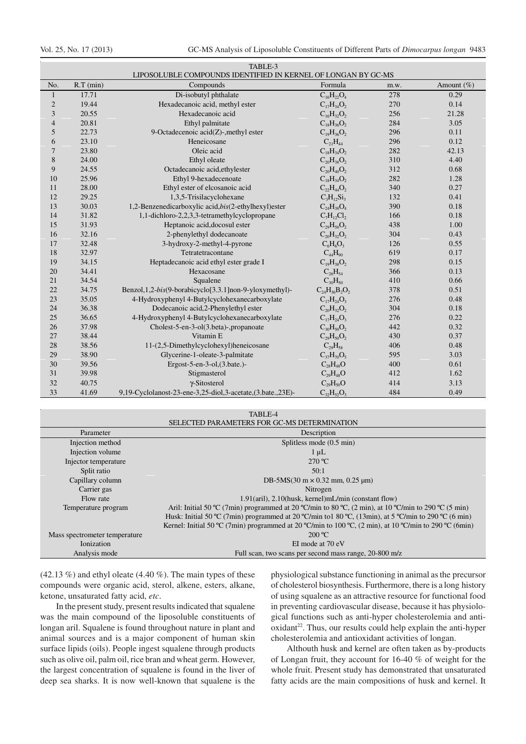TABLE-3
LIPOSOLUBLE COMPOUNDS IDENTIFIED IN KERNEL OF LONGAN BY GC-MS

| No. | R.T (min) | Compounds | Formula | m.w. | Amount (%) |
|---|---|---|---|---|---|
| 1 | 17.71 | Di-isobutyl phthalate | $C_{16}H_{22}O_4$ | 278 | 0.29 |
| 2 | 19.44 | Hexadecanoic acid, methyl ester | $C_{17}H_{34}O_2$ | 270 | 0.14 |
| 3 | 20.55 | Hexadecanoic acid | $C_{16}H_{32}O_2$ | 256 | 21.28 |
| 4 | 20.81 | Ethyl palmitate | $C_{18}H_{36}O_2$ | 284 | 3.05 |
| 5 | 22.73 | 9-Octadecenoic acid(Z)-,methyl ester | $C_{19}H_{36}O_2$ | 296 | 0.11 |
| 6 | 23.10 | Heneicosane | $C_{21}H_{44}$ | 296 | 0.12 |
| 7 | 23.80 | Oleic acid | $C_{18}H_{34}O_2$ | 282 | 42.13 |
| 8 | 24.00 | Ethyl oleate | $C_{20}H_{38}O_2$ | 310 | 4.40 |
| 9 | 24.55 | Octadecanoic acid,ethylester | $C_{20}H_{40}O_2$ | 312 | 0.68 |
| 10 | 25.96 | Ethyl 9-hexadecenoate | $C_{18}H_{34}O_2$ | 282 | 1.28 |
| 11 | 28.00 | Ethyl ester of elcosanoic acid | $C_{22}H_{44}O_2$ | 340 | 0.27 |
| 12 | 29.25 | 1,3,5-Trisilacyclohexane | $C_3H_{12}Si_3$ | 132 | 0.41 |
| 13 | 30.03 | 1,2-Benzenedicarboxylic acid,*bis*(2-ethylhexyl)ester | $C_{24}H_{38}O_4$ | 390 | 0.18 |
| 14 | 31.82 | 1,1-dichloro-2,2,3,3-tetramethylcyclopropane | $C_7H_{12}Cl_2$ | 166 | 0.18 |
| 15 | 31.93 | Heptanoic acid,docosul ester | $C_{29}H_{58}O_2$ | 438 | 1.00 |
| 16 | 32.16 | 2-phenylethyl dodecanoate | $C_{20}H_{32}O_2$ | 304 | 0.43 |
| 17 | 32.48 | 3-hydroxy-2-methyl-4-pyrone | $C_6H_6O_3$ | 126 | 0.55 |
| 18 | 32.97 | Tetratetracontane | $C_{44}H_{90}$ | 619 | 0.17 |
| 19 | 34.15 | Heptadecanoic acid ethyl ester grade I | $C_{19}H_{38}O_2$ | 298 | 0.15 |
| 20 | 34.41 | Hexacosane | $C_{26}H_{54}$ | 366 | 0.13 |
| 21 | 34.54 | Squalene | $C_{30}H_{50}$ | 410 | 0.66 |
| 22 | 34.75 | Benzol,1,2-*bis*(9-borabicyclo[3.3.1]non-9-yloxymethyl)- | $C_{24}H_{36}B_2O_2$ | 378 | 0.51 |
| 23 | 35.05 | 4-Hydroxyphenyl 4-Butylcyclohexanecarboxylate | $C_{17}H_{24}O_3$ | 276 | 0.48 |
| 24 | 36.38 | Dodecanoic acid,2-Phenylethyl ester | $C_{20}H_{32}O_2$ | 304 | 0.18 |
| 25 | 36.65 | 4-Hydroxyphenyl 4-Butylcyclohexanecarboxylate | $C_{17}H_{24}O_3$ | 276 | 0.22 |
| 26 | 37.98 | Cholest-5-en-3-ol(3.beta)-,propanoate | $C_{30}H_{50}O_2$ | 442 | 0.32 |
| 27 | 38.44 | Vitamin E | $C_{29}H_{50}O_2$ | 430 | 0.37 |
| 28 | 38.56 | 11-(2,5-Dimethylcyclohexyl)heneicosane | $C_{29}H_{58}$ | 406 | 0.48 |
| 29 | 38.90 | Glycerine-1-oleate-3-palmitate | $C_{37}H_{70}O_5$ | 595 | 3.03 |
| 30 | 39.56 | Ergost-5-en-3-ol,(3.bate.)- | $C_{28}H_{48}O$ | 400 | 0.61 |
| 31 | 39.98 | Stigmasterol | $C_{29}H_{48}O$ | 412 | 1.62 |
| 32 | 40.75 | γ-Sitosterol | $C_{29}H_{50}O$ | 414 | 3.13 |
| 33 | 41.69 | 9,19-Cyclolanost-23-ene-3,25-diol,3-acetate,(3.bate.,23E)- | $C_{32}H_{52}O_3$ | 484 | 0.49 |

TABLE-4
SELECTED PARAMETERS FOR GC-MS DETERMINATION

| Parameter | Description |
|---|---|
| Injection method | Splitless mode (0.5 min) |
| Injection volume | 1 μL |
| Injector temperature | 270 ºC |
| Split ratio | 50:1 |
| Capillary column | DB-5MS(30 m × 0.32 mm, 0.25 μm) |
| Carrier gas | Nitrogen |
| Flow rate | 1.91(aril), 2.10(husk, kernel)mL/min (constant flow) |
| Temperature program | Aril: Initial 50 ºC (7min) programmed at 20 ºC/min to 80 ºC, (2 min), at 10 ºC/min to 290 ºC (5 min) |
| | Husk: Initial 50 ºC (7min) programmed at 20 ºC/min to1 80 ºC, (13min), at 5 ºC/min to 290 ºC (6 min) |
| | Kernel: Initial 50 ºC (7min) programmed at 20 ºC/min to 100 ºC, (2 min), at 10 ºC/min to 290 ºC (6min) |
| Mass spectrometer temperature | 200 ºC |
| Ionization | EI mode at 70 eV |
| Analysis mode | Full scan, two scans per second mass range, 20-800 m/z |

(42.13 %) and ethyl oleate (4.40 %). The main types of these compounds were organic acid, sterol, alkene, esters, alkane, ketone, unsaturated fatty acid, *etc*.

In the present study, present results indicated that squalene was the main compound of the liposoluble constituents of longan aril. Squalene is found throughout nature in plant and animal sources and is a major component of human skin surface lipids (oils). People ingest squalene through products such as olive oil, palm oil, rice bran and wheat germ. However, the largest concentration of squalene is found in the liver of deep sea sharks. It is now well-known that squalene is the physiological substance functioning in animal as the precursor of cholesterol biosynthesis. Furthermore, there is a long history of using squalene as an attractive resource for functional food in preventing cardiovascular disease, because it has physiological functions such as anti-hyper cholesterolemia and antioxidant[22]. Thus, our results could help explain the anti-hyper cholesterolemia and antioxidant activities of longan.

Althouth husk and kernel are often taken as by-products of Longan fruit, they account for 16-40 % of weight for the whole fruit. Present study has demonstrated that unsaturated fatty acids are the main compositions of husk and kernel. It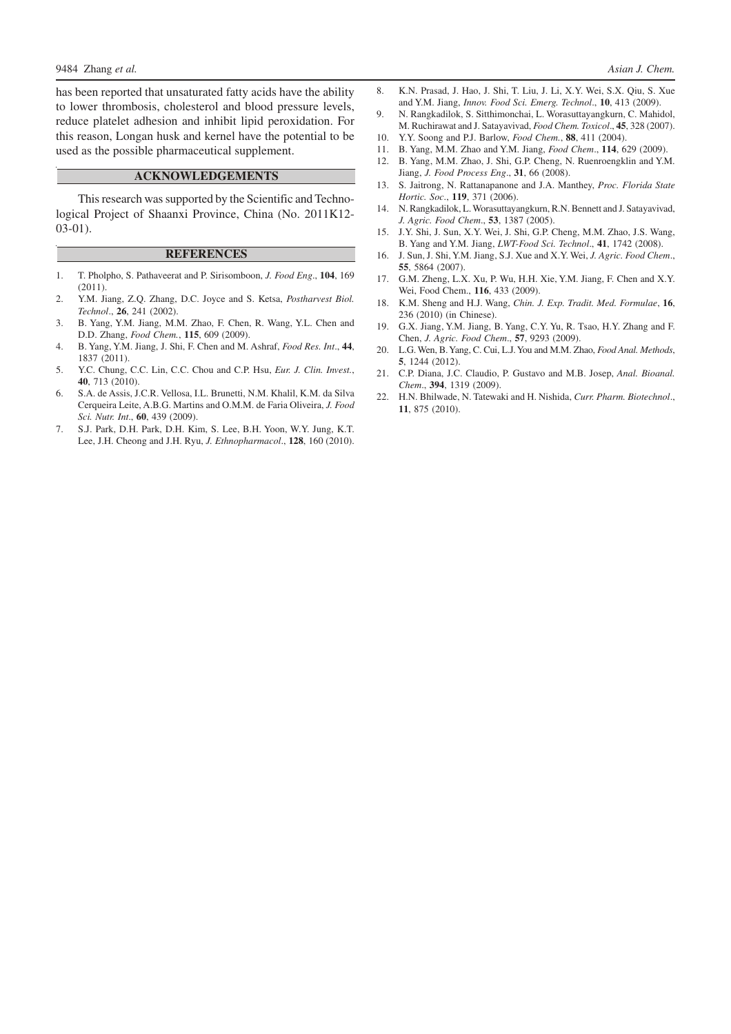has been reported that unsaturated fatty acids have the ability to lower thrombosis, cholesterol and blood pressure levels, reduce platelet adhesion and inhibit lipid peroxidation. For this reason, Longan husk and kernel have the potential to be used as the possible pharmaceutical supplement.

## ACKNOWLEDGEMENTS

This research was supported by the Scientific and Technological Project of Shaanxi Province, China (No. 2011K12-03-01).

## REFERENCES

1. T. Pholpho, S. Pathaveerat and P. Sirisomboon, *J. Food Eng*., **104**, 169 (2011).
2. Y.M. Jiang, Z.Q. Zhang, D.C. Joyce and S. Ketsa, *Postharvest Biol. Technol*., **26**, 241 (2002).
3. B. Yang, Y.M. Jiang, M.M. Zhao, F. Chen, R. Wang, Y.L. Chen and D.D. Zhang, *Food Chem.*, **115**, 609 (2009).
4. B. Yang, Y.M. Jiang, J. Shi, F. Chen and M. Ashraf, *Food Res. Int*., **44**, 1837 (2011).
5. Y.C. Chung, C.C. Lin, C.C. Chou and C.P. Hsu, *Eur. J. Clin. Invest.*, **40**, 713 (2010).
6. S.A. de Assis, J.C.R. Vellosa, I.L. Brunetti, N.M. Khalil, K.M. da Silva Cerqueira Leite, A.B.G. Martins and O.M.M. de Faria Oliveira, *J. Food Sci. Nutr. Int*., **60**, 439 (2009).
7. S.J. Park, D.H. Park, D.H. Kim, S. Lee, B.H. Yoon, W.Y. Jung, K.T. Lee, J.H. Cheong and J.H. Ryu, *J. Ethnopharmacol*., **128**, 160 (2010).
8. K.N. Prasad, J. Hao, J. Shi, T. Liu, J. Li, X.Y. Wei, S.X. Qiu, S. Xue and Y.M. Jiang, *Innov. Food Sci. Emerg. Technol*., **10**, 413 (2009).
9. N. Rangkadilok, S. Sitthimonchai, L. Worasuttayangkurn, C. Mahidol, M. Ruchirawat and J. Satayavivad, *Food Chem. Toxicol*., **45**, 328 (2007).
10. Y.Y. Soong and P.J. Barlow, *Food Chem.*, **88**, 411 (2004).
11. B. Yang, M.M. Zhao and Y.M. Jiang, *Food Chem*., **114**, 629 (2009).
12. B. Yang, M.M. Zhao, J. Shi, G.P. Cheng, N. Ruenroengklin and Y.M. Jiang, *J. Food Process Eng*., **31**, 66 (2008).
13. S. Jaitrong, N. Rattanapanone and J.A. Manthey, *Proc. Florida State Hortic. Soc*., **119**, 371 (2006).
14. N. Rangkadilok, L. Worasuttayangkurn, R.N. Bennett and J. Satayavivad, *J. Agric. Food Chem*., **53**, 1387 (2005).
15. J.Y. Shi, J. Sun, X.Y. Wei, J. Shi, G.P. Cheng, M.M. Zhao, J.S. Wang, B. Yang and Y.M. Jiang, *LWT-Food Sci. Technol*., **41**, 1742 (2008).
16. J. Sun, J. Shi, Y.M. Jiang, S.J. Xue and X.Y. Wei, *J. Agric. Food Chem*., **55**, 5864 (2007).
17. G.M. Zheng, L.X. Xu, P. Wu, H.H. Xie, Y.M. Jiang, F. Chen and X.Y. Wei, Food Chem., **116**, 433 (2009).
18. K.M. Sheng and H.J. Wang, *Chin. J. Exp. Tradit. Med. Formulae*, **16**, 236 (2010) (in Chinese).
19. G.X. Jiang, Y.M. Jiang, B. Yang, C.Y. Yu, R. Tsao, H.Y. Zhang and F. Chen, *J. Agric. Food Chem*., **57**, 9293 (2009).
20. L.G. Wen, B. Yang, C. Cui, L.J. You and M.M. Zhao, *Food Anal. Methods*, **5**, 1244 (2012).
21. C.P. Diana, J.C. Claudio, P. Gustavo and M.B. Josep, *Anal. Bioanal. Chem*., **394**, 1319 (2009).
22. H.N. Bhilwade, N. Tatewaki and H. Nishida, *Curr. Pharm. Biotechnol*., **11**, 875 (2010).